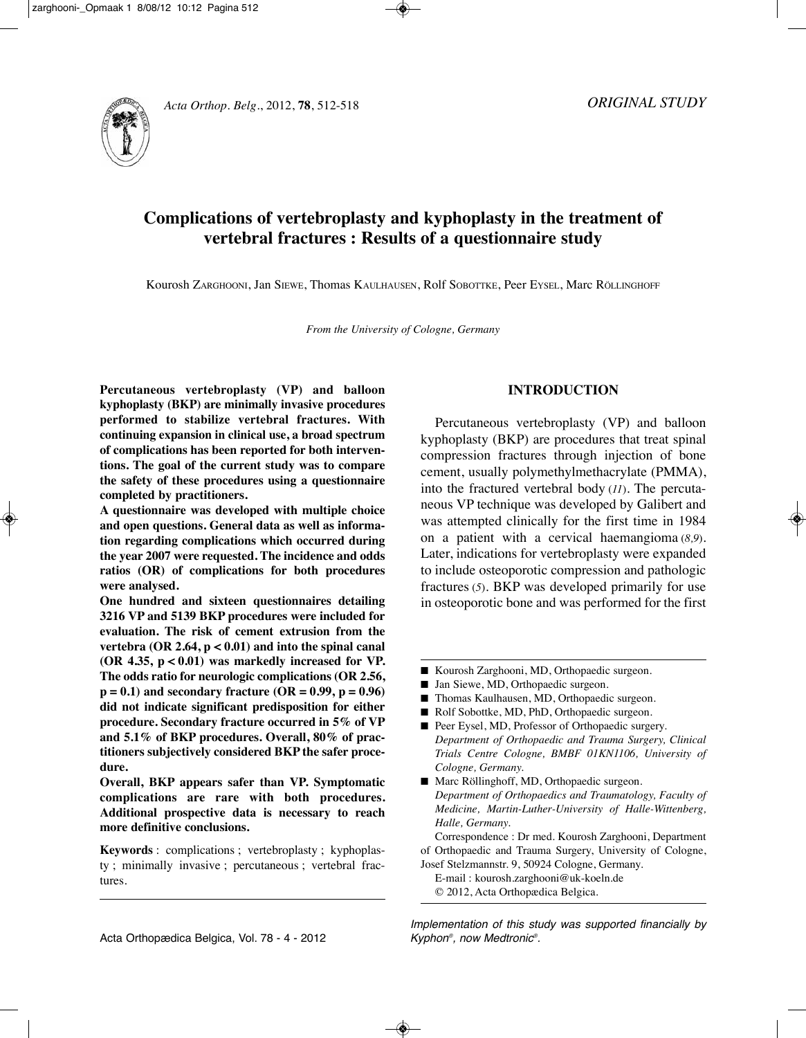ORIGINAL STUDY

# Complications of vertebroplasty and kyphoplasty in the treatment of vertebral fractures : Results of a questionnaire study

Kourosh ZARGHOONI, Jan SIEWE, Thomas KAULHAUSEN, Rolf SOBOTTKE, Peer EYSEL, Marc RÖLLINGHOFF

*From the University of Cologne, Germany*

**Percutaneous vertebroplasty (VP) and balloon kyphoplasty (BKP) are minimally invasive procedures performed to stabilize vertebral fractures. With continuing expansion in clinical use, a broad spectrum of complications has been reported for both interventions. The goal of the current study was to compare the safety of these procedures using a questionnaire completed by practitioners.**

**A questionnaire was developed with multiple choice and open questions. General data as well as information regarding complications which occurred during the year 2007 were requested. The incidence and odds ratios (OR) of complications for both procedures were analysed.**

**One hundred and sixteen questionnaires detailing 3216 VP and 5139 BKP procedures were included for evaluation. The risk of cement extrusion from the vertebra (OR 2.64, $p < 0.01$) and into the spinal canal (OR 4.35, $p < 0.01$) was markedly increased for VP. The odds ratio for neurologic complications (OR 2.56, $p = 0.1$) and secondary fracture (OR = 0.99, $p = 0.96$) did not indicate significant predisposition for either procedure. Secondary fracture occurred in 5% of VP and 5.1% of BKP procedures. Overall, 80% of practitioners subjectively considered BKP the safer procedure.**

**Overall, BKP appears safer than VP. Symptomatic complications are rare with both procedures. Additional prospective data is necessary to reach more definitive conclusions.**

**Keywords** : complications ; vertebroplasty ; kyphoplasty ; minimally invasive ; percutaneous ; vertebral fractures.

## INTRODUCTION

Percutaneous vertebroplasty (VP) and balloon kyphoplasty (BKP) are procedures that treat spinal compression fractures through injection of bone cement, usually polymethylmethacrylate (PMMA), into the fractured vertebral body (*11*). The percutaneous VP technique was developed by Galibert and was attempted clinically for the first time in 1984 on a patient with a cervical haemangioma (*8,9*). Later, indications for vertebroplasty were expanded to include osteoporotic compression and pathologic fractures (*5*). BKP was developed primarily for use in osteoporotic bone and was performed for the first

---

- Kourosh Zarghooni, MD, Orthopaedic surgeon.
- Jan Siewe, MD, Orthopaedic surgeon.
- Thomas Kaulhausen, MD, Orthopaedic surgeon.
- Rolf Sobottke, MD, PhD, Orthopaedic surgeon.
- Peer Eysel, MD, Professor of Orthopaedic surgery.
  *Department of Orthopaedic and Trauma Surgery, Clinical Trials Centre Cologne, BMBF 01KN1106, University of Cologne, Germany.*
- Marc Röllinghoff, MD, Orthopaedic surgeon.
  *Department of Orthopaedics and Traumatology, Faculty of Medicine, Martin-Luther-University of Halle-Wittenberg, Halle, Germany.*

Correspondence : Dr med. Kourosh Zarghooni, Department of Orthopaedic and Trauma Surgery, University of Cologne, Josef Stelzmannstr. 9, 50924 Cologne, Germany.

E-mail : kourosh.zarghooni@uk-koeln.de

© 2012, Acta Orthopædica Belgica.

*Implementation of this study was supported financially by Kyphon®, now Medtronic®.*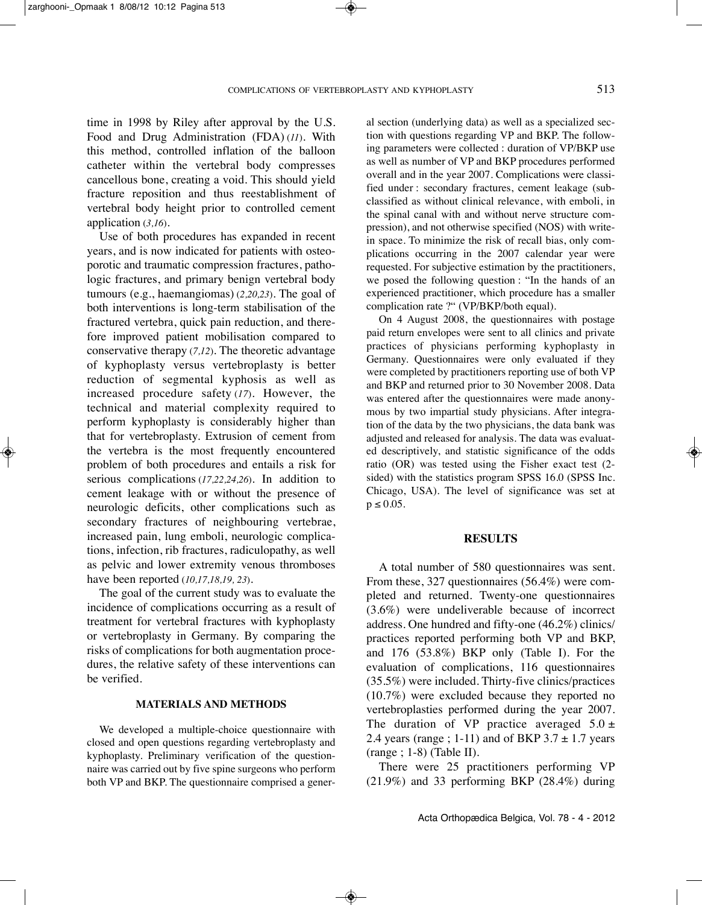time in 1998 by Riley after approval by the U.S. Food and Drug Administration (FDA) (*11*). With this method, controlled inflation of the balloon catheter within the vertebral body compresses cancellous bone, creating a void. This should yield fracture reposition and thus reestablishment of vertebral body height prior to controlled cement application (*3,16*).

Use of both procedures has expanded in recent years, and is now indicated for patients with osteoporotic and traumatic compression fractures, pathologic fractures, and primary benign vertebral body tumours (e.g., haemangiomas) (*2,20,23*). The goal of both interventions is long-term stabilisation of the fractured vertebra, quick pain reduction, and therefore improved patient mobilisation compared to conservative therapy (*7,12*). The theoretic advantage of kyphoplasty versus vertebroplasty is better reduction of segmental kyphosis as well as increased procedure safety (*17*). However, the technical and material complexity required to perform kyphoplasty is considerably higher than that for vertebroplasty. Extrusion of cement from the vertebra is the most frequently encountered problem of both procedures and entails a risk for serious complications (*17,22,24,26*). In addition to cement leakage with or without the presence of neurologic deficits, other complications such as secondary fractures of neighbouring vertebrae, increased pain, lung emboli, neurologic complications, infection, rib fractures, radiculopathy, as well as pelvic and lower extremity venous thromboses have been reported (*10,17,18,19, 23*).

The goal of the current study was to evaluate the incidence of complications occurring as a result of treatment for vertebral fractures with kyphoplasty or vertebroplasty in Germany. By comparing the risks of complications for both augmentation procedures, the relative safety of these interventions can be verified.

## MATERIALS AND METHODS

We developed a multiple-choice questionnaire with closed and open questions regarding vertebroplasty and kyphoplasty. Preliminary verification of the questionnaire was carried out by five spine surgeons who perform both VP and BKP. The questionnaire comprised a general section (underlying data) as well as a specialized section with questions regarding VP and BKP. The following parameters were collected : duration of VP/BKP use as well as number of VP and BKP procedures performed overall and in the year 2007. Complications were classified under : secondary fractures, cement leakage (subclassified as without clinical relevance, with emboli, in the spinal canal with and without nerve structure compression), and not otherwise specified (NOS) with write-in space. To minimize the risk of recall bias, only complications occurring in the 2007 calendar year were requested. For subjective estimation by the practitioners, we posed the following question : "In the hands of an experienced practitioner, which procedure has a smaller complication rate ?" (VP/BKP/both equal).

On 4 August 2008, the questionnaires with postage paid return envelopes were sent to all clinics and private practices of physicians performing kyphoplasty in Germany. Questionnaires were only evaluated if they were completed by practitioners reporting use of both VP and BKP and returned prior to 30 November 2008. Data was entered after the questionnaires were made anonymous by two impartial study physicians. After integration of the data by the two physicians, the data bank was adjusted and released for analysis. The data was evaluated descriptively, and statistic significance of the odds ratio (OR) was tested using the Fisher exact test (2-sided) with the statistics program SPSS 16.0 (SPSS Inc. Chicago, USA). The level of significance was set at $p \leq 0.05$.

## RESULTS

A total number of 580 questionnaires was sent. From these, 327 questionnaires (56.4%) were completed and returned. Twenty-one questionnaires (3.6%) were undeliverable because of incorrect address. One hundred and fifty-one (46.2%) clinics/practices reported performing both VP and BKP, and 176 (53.8%) BKP only (Table I). For the evaluation of complications, 116 questionnaires (35.5%) were included. Thirty-five clinics/practices (10.7%) were excluded because they reported no vertebroplasties performed during the year 2007. The duration of VP practice averaged $5.0 \pm 2.4$ years (range ; 1-11) and of BKP $3.7 \pm 1.7$ years (range ; 1-8) (Table II).

There were 25 practitioners performing VP (21.9%) and 33 performing BKP (28.4%) during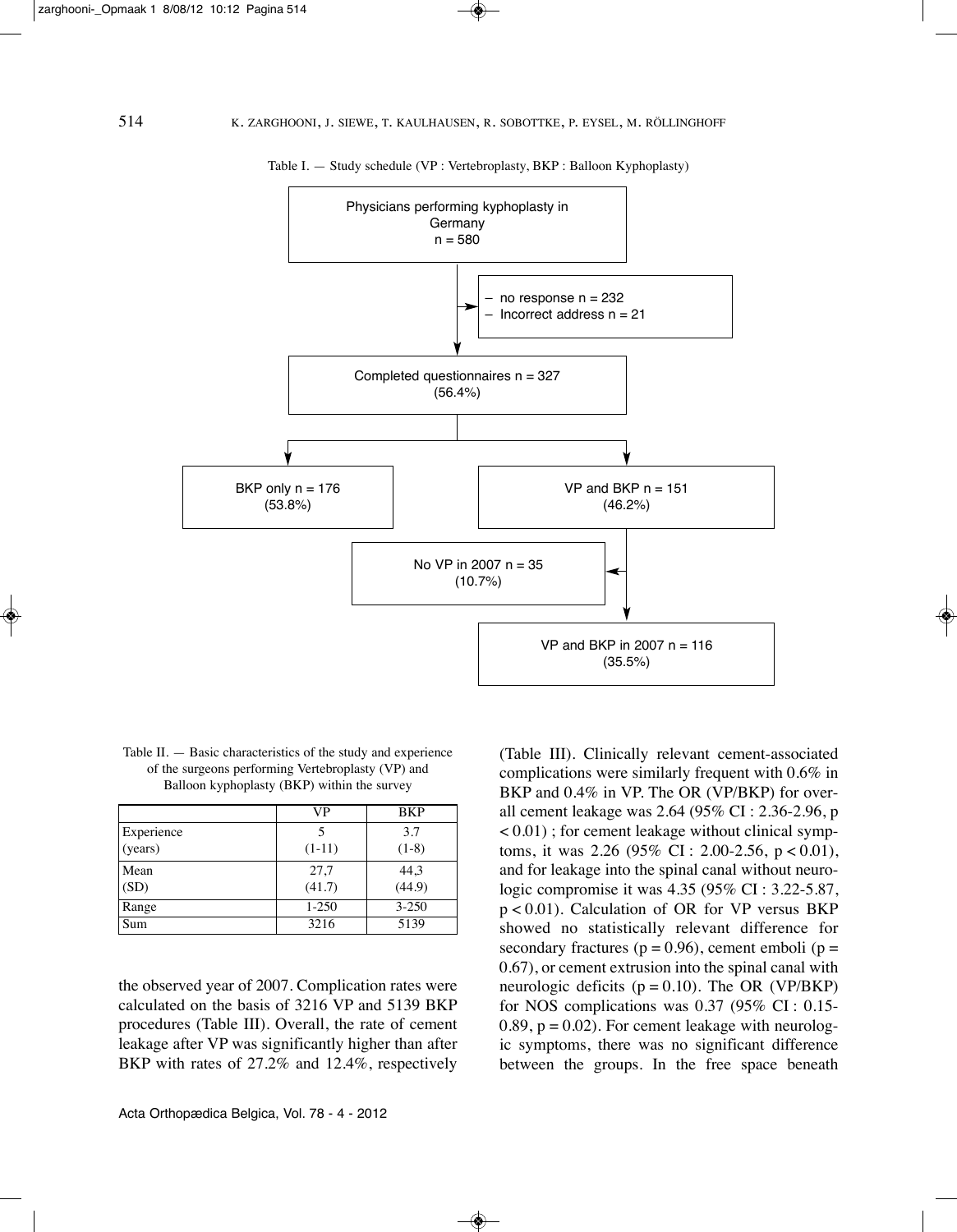Table I. — Study schedule (VP : Vertebroplasty, BKP : Balloon Kyphoplasty)

- Physicians performing kyphoplasty in Germany n = 580
  - – no response n = 232
  - – Incorrect address n = 21
- Completed questionnaires n = 327 (56.4%)
  - BKP only n = 176 (53.8%)
  - VP and BKP n = 151 (46.2%)
    - No VP in 2007 n = 35 (10.7%)
    - VP and BKP in 2007 n = 116 (35.5%)

Table II. — Basic characteristics of the study and experience of the surgeons performing Vertebroplasty (VP) and Balloon kyphoplasty (BKP) within the survey

| | VP | BKP |
|---|---|---|
| Experience (years) | 5 (1-11) | 3.7 (1-8) |
| Mean (SD) | 27,7 (41.7) | 44,3 (44.9) |
| Range | 1-250 | 3-250 |
| Sum | 3216 | 5139 |

the observed year of 2007. Complication rates were calculated on the basis of 3216 VP and 5139 BKP procedures (Table III). Overall, the rate of cement leakage after VP was significantly higher than after BKP with rates of 27.2% and 12.4%, respectively (Table III). Clinically relevant cement-associated complications were similarly frequent with 0.6% in BKP and 0.4% in VP. The OR (VP/BKP) for overall cement leakage was 2.64 (95% CI : 2.36-2.96, $p < 0.01$) ; for cement leakage without clinical symptoms, it was 2.26 (95% CI : 2.00-2.56, $p < 0.01$), and for leakage into the spinal canal without neurologic compromise it was 4.35 (95% CI : 3.22-5.87, $p < 0.01$). Calculation of OR for VP versus BKP showed no statistically relevant difference for secondary fractures ($p = 0.96$), cement emboli ($p = 0.67$), or cement extrusion into the spinal canal with neurologic deficits ($p = 0.10$). The OR (VP/BKP) for NOS complications was 0.37 (95% CI : 0.15-0.89, $p = 0.02$). For cement leakage with neurologic symptoms, there was no significant difference between the groups. In the free space beneath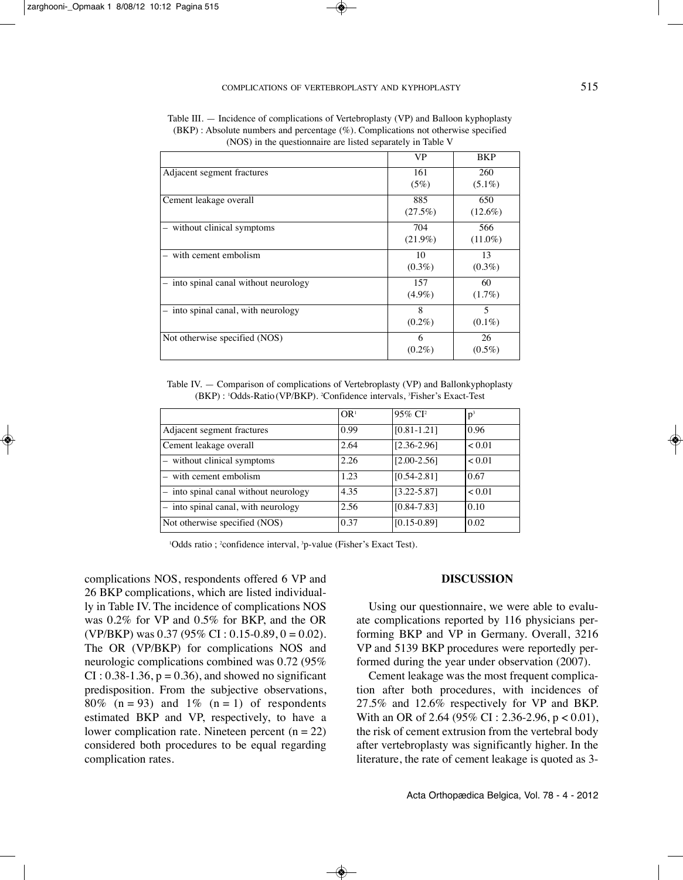Table III. — Incidence of complications of Vertebroplasty (VP) and Balloon kyphoplasty (BKP) : Absolute numbers and percentage (%). Complications not otherwise specified (NOS) in the questionnaire are listed separately in Table V

| | VP | BKP |
|---|---|---|
| Adjacent segment fractures | 161 (5%) | 260 (5.1%) |
| Cement leakage overall | 885 (27.5%) | 650 (12.6%) |
| – without clinical symptoms | 704 (21.9%) | 566 (11.0%) |
| – with cement embolism | 10 (0.3%) | 13 (0.3%) |
| – into spinal canal without neurology | 157 (4.9%) | 60 (1.7%) |
| – into spinal canal, with neurology | 8 (0.2%) | 5 (0.1%) |
| Not otherwise specified (NOS) | 6 (0.2%) | 26 (0.5%) |

Table IV. — Comparison of complications of Vertebroplasty (VP) and Ballonkyphoplasty (BKP) : [1]Odds-Ratio (VP/BKP). [2]Confidence intervals, [3]Fisher's Exact-Test

| | OR[1] | 95% CI[2] | p[3] |
|---|---|---|---|
| Adjacent segment fractures | 0.99 | [0.81-1.21] | 0.96 |
| Cement leakage overall | 2.64 | [2.36-2.96] | < 0.01 |
| – without clinical symptoms | 2.26 | [2.00-2.56] | < 0.01 |
| – with cement embolism | 1.23 | [0.54-2.81] | 0.67 |
| – into spinal canal without neurology | 4.35 | [3.22-5.87] | < 0.01 |
| – into spinal canal, with neurology | 2.56 | [0.84-7.83] | 0.10 |
| Not otherwise specified (NOS) | 0.37 | [0.15-0.89] | 0.02 |

[1]Odds ratio ; [2]confidence interval, [3]p-value (Fisher's Exact Test).

complications NOS, respondents offered 6 VP and 26 BKP complications, which are listed individually in Table IV. The incidence of complications NOS was 0.2% for VP and 0.5% for BKP, and the OR (VP/BKP) was 0.37 (95% CI : 0.15-0.89, 0 = 0.02). The OR (VP/BKP) for complications NOS and neurologic complications combined was 0.72 (95% CI : 0.38-1.36, $p = 0.36$), and showed no significant predisposition. From the subjective observations, 80% ($n = 93$) and 1% ($n = 1$) of respondents estimated BKP and VP, respectively, to have a lower complication rate. Nineteen percent ($n = 22$) considered both procedures to be equal regarding complication rates.

## DISCUSSION

Using our questionnaire, we were able to evaluate complications reported by 116 physicians performing BKP and VP in Germany. Overall, 3216 VP and 5139 BKP procedures were reportedly performed during the year under observation (2007).

Cement leakage was the most frequent complication after both procedures, with incidences of 27.5% and 12.6% respectively for VP and BKP. With an OR of 2.64 (95% CI : 2.36-2.96, $p < 0.01$), the risk of cement extrusion from the vertebral body after vertebroplasty was significantly higher. In the literature, the rate of cement leakage is quoted as 3-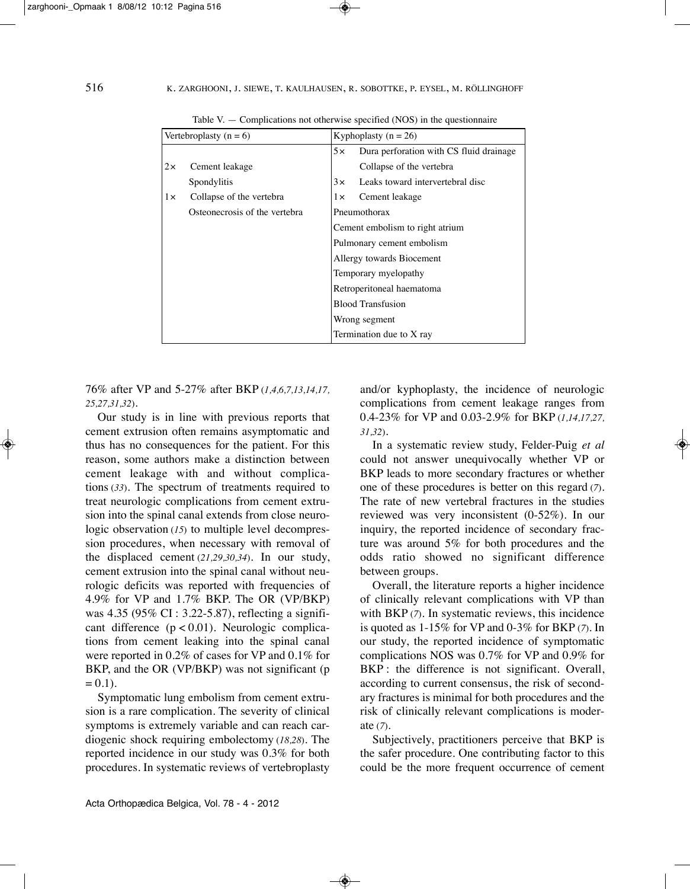Table V. — Complications not otherwise specified (NOS) in the questionnaire

| Vertebroplasty (n = 6) | Kyphoplasty (n = 26) |
|---|---|
| | 5× Dura perforation with CS fluid drainage |
| 2× Cement leakage | Collapse of the vertebra |
| Spondylitis | 3× Leaks toward intervertebral disc |
| 1× Collapse of the vertebra | 1× Cement leakage |
| Osteonecrosis of the vertebra | Pneumothorax |
| | Cement embolism to right atrium |
| | Pulmonary cement embolism |
| | Allergy towards Biocement |
| | Temporary myelopathy |
| | Retroperitoneal haematoma |
| | Blood Transfusion |
| | Wrong segment |
| | Termination due to X ray |

76% after VP and 5-27% after BKP (*1,4,6,7,13,14,17,25,27,31,32*).

Our study is in line with previous reports that cement extrusion often remains asymptomatic and thus has no consequences for the patient. For this reason, some authors make a distinction between cement leakage with and without complications (*33*). The spectrum of treatments required to treat neurologic complications from cement extrusion into the spinal canal extends from close neurologic observation (*15*) to multiple level decompression procedures, when necessary with removal of the displaced cement (*21,29,30,34*). In our study, cement extrusion into the spinal canal without neurologic deficits was reported with frequencies of 4.9% for VP and 1.7% BKP. The OR (VP/BKP) was 4.35 (95% CI : 3.22-5.87), reflecting a significant difference ($p < 0.01$). Neurologic complications from cement leaking into the spinal canal were reported in 0.2% of cases for VP and 0.1% for BKP, and the OR (VP/BKP) was not significant ($p = 0.1$).

Symptomatic lung embolism from cement extrusion is a rare complication. The severity of clinical symptoms is extremely variable and can reach cardiogenic shock requiring embolectomy (*18,28*). The reported incidence in our study was 0.3% for both procedures. In systematic reviews of vertebroplasty and/or kyphoplasty, the incidence of neurologic complications from cement leakage ranges from 0.4-23% for VP and 0.03-2.9% for BKP (*1,14,17,27,31,32*).

In a systematic review study, Felder-Puig *et al* could not answer unequivocally whether VP or BKP leads to more secondary fractures or whether one of these procedures is better on this regard (*7*). The rate of new vertebral fractures in the studies reviewed was very inconsistent (0-52%). In our inquiry, the reported incidence of secondary fracture was around 5% for both procedures and the odds ratio showed no significant difference between groups.

Overall, the literature reports a higher incidence of clinically relevant complications with VP than with BKP (*7*). In systematic reviews, this incidence is quoted as 1-15% for VP and 0-3% for BKP (*7*). In our study, the reported incidence of symptomatic complications NOS was 0.7% for VP and 0.9% for BKP : the difference is not significant. Overall, according to current consensus, the risk of secondary fractures is minimal for both procedures and the risk of clinically relevant complications is moderate (*7*).

Subjectively, practitioners perceive that BKP is the safer procedure. One contributing factor to this could be the more frequent occurrence of cement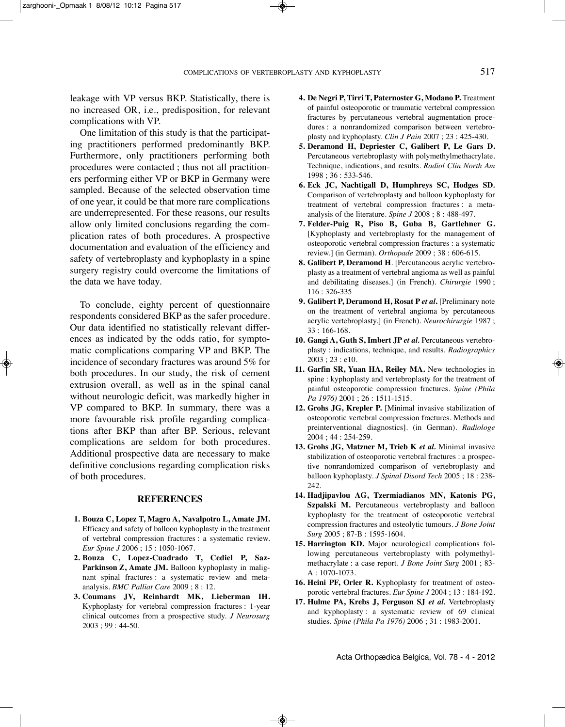leakage with VP versus BKP. Statistically, there is no increased OR, i.e., predisposition, for relevant complications with VP.

One limitation of this study is that the participating practitioners performed predominantly BKP. Furthermore, only practitioners performing both procedures were contacted ; thus not all practitioners performing either VP or BKP in Germany were sampled. Because of the selected observation time of one year, it could be that more rare complications are underrepresented. For these reasons, our results allow only limited conclusions regarding the complication rates of both procedures. A prospective documentation and evaluation of the efficiency and safety of vertebroplasty and kyphoplasty in a spine surgery registry could overcome the limitations of the data we have today.

To conclude, eighty percent of questionnaire respondents considered BKP as the safer procedure. Our data identified no statistically relevant differences as indicated by the odds ratio, for symptomatic complications comparing VP and BKP. The incidence of secondary fractures was around 5% for both procedures. In our study, the risk of cement extrusion overall, as well as in the spinal canal without neurologic deficit, was markedly higher in VP compared to BKP. In summary, there was a more favourable risk profile regarding complications after BKP than after BP. Serious, relevant complications are seldom for both procedures. Additional prospective data are necessary to make definitive conclusions regarding complication risks of both procedures.

## REFERENCES

1. **Bouza C, Lopez T, Magro A, Navalpotro L, Amate JM.** Efficacy and safety of balloon kyphoplasty in the treatment of vertebral compression fractures : a systematic review. *Eur Spine J* 2006 ; 15 : 1050-1067.
2. **Bouza C, Lopez-Cuadrado T, Cediel P, Saz-Parkinson Z, Amate JM.** Balloon kyphoplasty in malignant spinal fractures : a systematic review and meta-analysis. *BMC Palliat Care* 2009 ; 8 : 12.
3. **Coumans JV, Reinhardt MK, Lieberman IH.** Kyphoplasty for vertebral compression fractures : 1-year clinical outcomes from a prospective study. *J Neurosurg* 2003 ; 99 : 44-50.
4. **De Negri P, Tirri T, Paternoster G, Modano P.** Treatment of painful osteoporotic or traumatic vertebral compression fractures by percutaneous vertebral augmentation procedures : a nonrandomized comparison between vertebroplasty and kyphoplasty. *Clin J Pain* 2007 ; 23 : 425-430.
5. **Deramond H, Depriester C, Galibert P, Le Gars D.** Percutaneous vertebroplasty with polymethylmethacrylate. Technique, indications, and results. *Radiol Clin North Am* 1998 ; 36 : 533-546.
6. **Eck JC, Nachtigall D, Humphreys SC, Hodges SD.** Comparison of vertebroplasty and balloon kyphoplasty for treatment of vertebral compression fractures : a meta-analysis of the literature. *Spine J* 2008 ; 8 : 488-497.
7. **Felder-Puig R, Piso B, Guba B, Gartlehner G.** [Kyphoplasty and vertebroplasty for the management of osteoporotic vertebral compression fractures : a systematic review.] (in German). *Orthopade* 2009 ; 38 : 606-615.
8. **Galibert P, Deramond H.** [Percutaneous acrylic vertebroplasty as a treatment of vertebral angioma as well as painful and debilitating diseases.] (in French). *Chirurgie* 1990 ; 116 : 326-335
9. **Galibert P, Deramond H, Rosat P *et al.*** [Preliminary note on the treatment of vertebral angioma by percutaneous acrylic vertebroplasty.] (in French). *Neurochirurgie* 1987 ; 33 : 166-168.
10. **Gangi A, Guth S, Imbert JP *et al.*** Percutaneous vertebroplasty : indications, technique, and results. *Radiographics* 2003 ; 23 : e10.
11. **Garfin SR, Yuan HA, Reiley MA.** New technologies in spine : kyphoplasty and vertebroplasty for the treatment of painful osteoporotic compression fractures. *Spine (Phila Pa 1976)* 2001 ; 26 : 1511-1515.
12. **Grohs JG, Krepler P.** [Minimal invasive stabilization of osteoporotic vertebral compression fractures. Methods and preinterventional diagnostics]. (in German). *Radiologe* 2004 ; 44 : 254-259.
13. **Grohs JG, Matzner M, Trieb K *et al.*** Minimal invasive stabilization of osteoporotic vertebral fractures : a prospective nonrandomized comparison of vertebroplasty and balloon kyphoplasty. *J Spinal Disord Tech* 2005 ; 18 : 238-242.
14. **Hadjipavlou AG, Tzermiadianos MN, Katonis PG, Szpalski M.** Percutaneous vertebroplasty and balloon kyphoplasty for the treatment of osteoporotic vertebral compression fractures and osteolytic tumours. *J Bone Joint Surg* 2005 ; 87-B : 1595-1604.
15. **Harrington KD.** Major neurological complications following percutaneous vertebroplasty with polymethylmethacrylate : a case report. *J Bone Joint Surg* 2001 ; 83-A : 1070-1073.
16. **Heini PF, Orler R.** Kyphoplasty for treatment of osteoporotic vertebral fractures. *Eur Spine J* 2004 ; 13 : 184-192.
17. **Hulme PA, Krebs J, Ferguson SJ *et al.*** Vertebroplasty and kyphoplasty : a systematic review of 69 clinical studies. *Spine (Phila Pa 1976)* 2006 ; 31 : 1983-2001.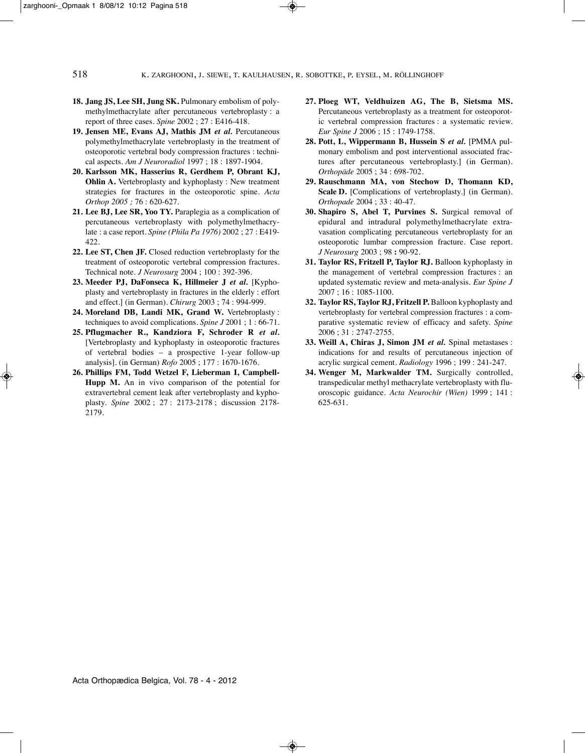18. **Jang JS, Lee SH, Jung SK.** Pulmonary embolism of polymethylmethacrylate after percutaneous vertebroplasty : a report of three cases. *Spine* 2002 ; 27 : E416-418.
19. **Jensen ME, Evans AJ, Mathis JM** ***et al.*** Percutaneous polymethylmethacrylate vertebroplasty in the treatment of osteoporotic vertebral body compression fractures : technical aspects. *Am J Neuroradiol* 1997 ; 18 : 1897-1904.
20. **Karlsson MK, Hasserius R, Gerdhem P, Obrant KJ, Ohlin A.** Vertebroplasty and kyphoplasty : New treatment strategies for fractures in the osteoporotic spine. *Acta Orthop 2005 ;* 76 : 620-627.
21. **Lee BJ, Lee SR, Yoo TY.** Paraplegia as a complication of percutaneous vertebroplasty with polymethylmethacrylate : a case report. *Spine (Phila Pa 1976)* 2002 ; 27 : E419-422.
22. **Lee ST, Chen JF.** Closed reduction vertebroplasty for the treatment of osteoporotic vertebral compression fractures. Technical note. *J Neurosurg* 2004 ; 100 : 392-396.
23. **Meeder PJ, DaFonseca K, Hillmeier J** ***et al.*** [Kyphoplasty and vertebroplasty in fractures in the elderly : effort and effect.] (in German). *Chirurg* 2003 ; 74 : 994-999.
24. **Moreland DB, Landi MK, Grand W.** Vertebroplasty : techniques to avoid complications. *Spine J* 2001 ; 1 : 66-71.
25. **Pflugmacher R., Kandziora F, Schroder R** ***et al.*** [Vertebroplasty and kyphoplasty in osteoporotic fractures of vertebral bodies – a prospective 1-year follow-up analysis]. (in German) *Rofo* 2005 ; 177 : 1670-1676.
26. **Phillips FM, Todd Wetzel F, Lieberman I, Campbell-Hupp M.** An in vivo comparison of the potential for extravertebral cement leak after vertebroplasty and kyphoplasty. *Spine* 2002 ; 27 : 2173-2178 ; discussion 2178-2179.
27. **Ploeg WT, Veldhuizen AG, The B, Sietsma MS.** Percutaneous vertebroplasty as a treatment for osteoporotic vertebral compression fractures : a systematic review. *Eur Spine J* 2006 ; 15 : 1749-1758.
28. **Pott, L, Wippermann B, Hussein S** ***et al.*** [PMMA pulmonary embolism and post interventional associated fractures after percutaneous vertebroplasty.] (in German). *Orthopäde* 2005 ; 34 : 698-702.
29. **Rauschmann MA, von Stechow D, Thomann KD, Scale D.** [Complications of vertebroplasty.] (in German). *Orthopade* 2004 ; 33 : 40-47.
30. **Shapiro S, Abel T, Purvines S.** Surgical removal of epidural and intradural polymethylmethacrylate extravasation complicating percutaneous vertebroplasty for an osteoporotic lumbar compression fracture. Case report. *J Neurosurg* 2003 ; 98 **:** 90-92.
31. **Taylor RS, Fritzell P, Taylor RJ.** Balloon kyphoplasty in the management of vertebral compression fractures : an updated systematic review and meta-analysis. *Eur Spine J* 2007 ; 16 : 1085-1100.
32. **Taylor RS, Taylor RJ, Fritzell P.** Balloon kyphoplasty and vertebroplasty for vertebral compression fractures : a comparative systematic review of efficacy and safety. *Spine* 2006 ; 31 : 2747-2755.
33. **Weill A, Chiras J, Simon JM** ***et al.*** Spinal metastases : indications for and results of percutaneous injection of acrylic surgical cement. *Radiology* 1996 ; 199 : 241-247.
34. **Wenger M, Markwalder TM.** Surgically controlled, transpedicular methyl methacrylate vertebroplasty with fluoroscopic guidance. *Acta Neurochir (Wien)* 1999 ; 141 : 625-631.